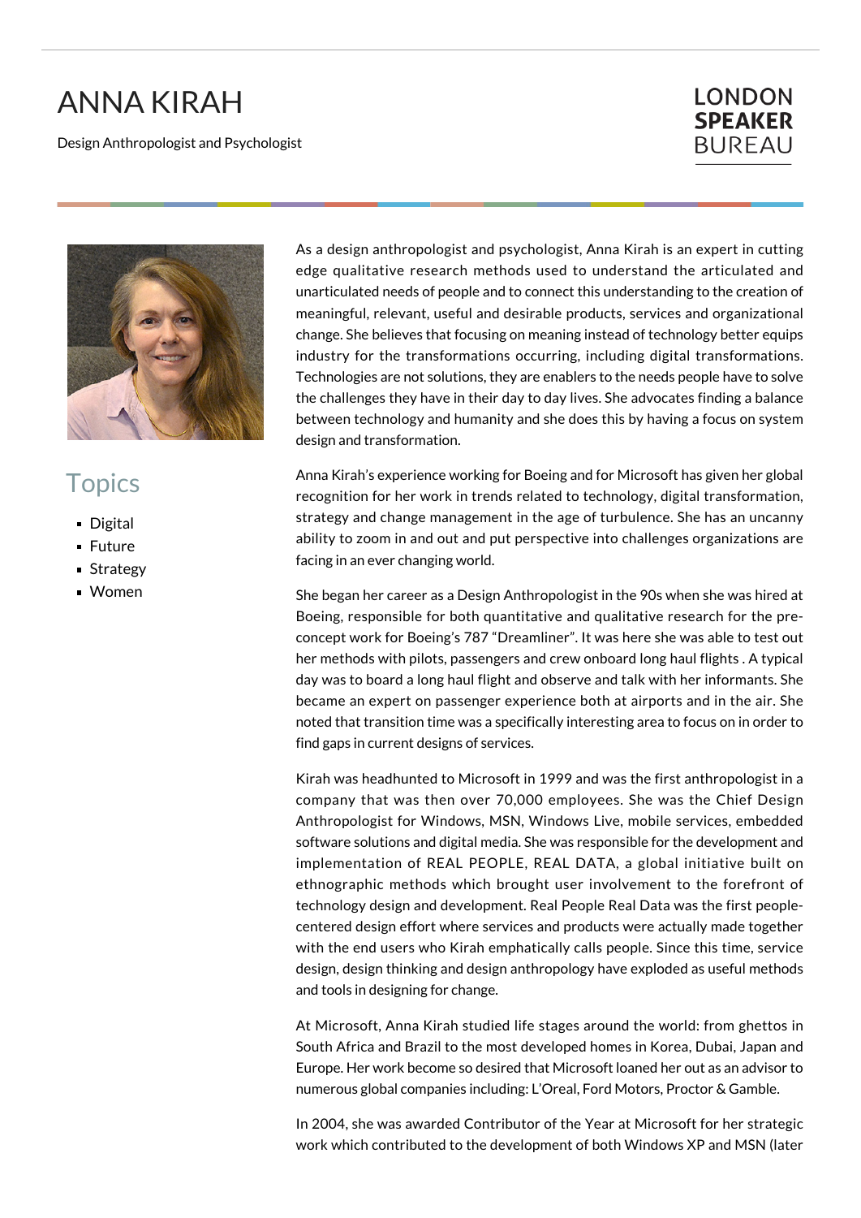# ANNA KIRAH

Design Anthropologist and Psychologist

LONDON SPEAKER BUREAU

## Topics

- Digital
- Future
- Strategy
- Women

As a design anthropologist and psychologist, Anna Kirah is an expert in cutting edge qualitative research methods used to understand the articulated and unarticulated needs of people and to connect this understanding to the creation of meaningful, relevant, useful and desirable products, services and organizational change. She believes that focusing on meaning instead of technology better equips industry for the transformations occurring, including digital transformations. Technologies are not solutions, they are enablers to the needs people have to solve the challenges they have in their day to day lives. She advocates finding a balance between technology and humanity and she does this by having a focus on system design and transformation.

Anna Kirah's experience working for Boeing and for Microsoft has given her global recognition for her work in trends related to technology, digital transformation, strategy and change management in the age of turbulence. She has an uncanny ability to zoom in and out and put perspective into challenges organizations are facing in an ever changing world.

She began her career as a Design Anthropologist in the 90s when she was hired at Boeing, responsible for both quantitative and qualitative research for the pre-concept work for Boeing's 787 "Dreamliner". It was here she was able to test out her methods with pilots, passengers and crew onboard long haul flights . A typical day was to board a long haul flight and observe and talk with her informants. She became an expert on passenger experience both at airports and in the air. She noted that transition time was a specifically interesting area to focus on in order to find gaps in current designs of services.

Kirah was headhunted to Microsoft in 1999 and was the first anthropologist in a company that was then over 70,000 employees. She was the Chief Design Anthropologist for Windows, MSN, Windows Live, mobile services, embedded software solutions and digital media. She was responsible for the development and implementation of REAL PEOPLE, REAL DATA, a global initiative built on ethnographic methods which brought user involvement to the forefront of technology design and development. Real People Real Data was the first people-centered design effort where services and products were actually made together with the end users who Kirah emphatically calls people. Since this time, service design, design thinking and design anthropology have exploded as useful methods and tools in designing for change.

At Microsoft, Anna Kirah studied life stages around the world: from ghettos in South Africa and Brazil to the most developed homes in Korea, Dubai, Japan and Europe. Her work become so desired that Microsoft loaned her out as an advisor to numerous global companies including: L'Oreal, Ford Motors, Proctor & Gamble.

In 2004, she was awarded Contributor of the Year at Microsoft for her strategic work which contributed to the development of both Windows XP and MSN (later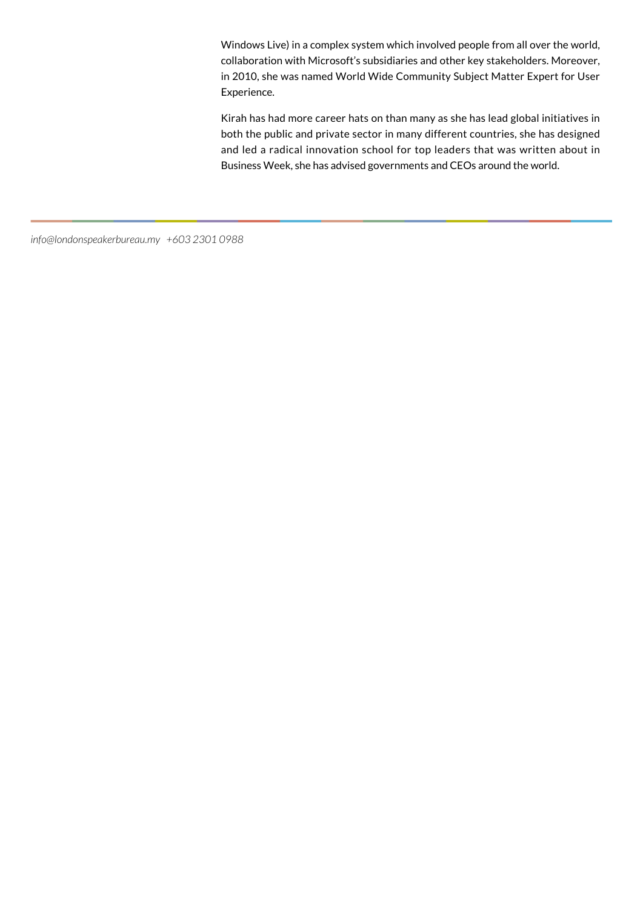Windows Live) in a complex system which involved people from all over the world, collaboration with Microsoft's subsidiaries and other key stakeholders. Moreover, in 2010, she was named World Wide Community Subject Matter Expert for User Experience.

Kirah has had more career hats on than many as she has lead global initiatives in both the public and private sector in many different countries, she has designed and led a radical innovation school for top leaders that was written about in Business Week, she has advised governments and CEOs around the world.